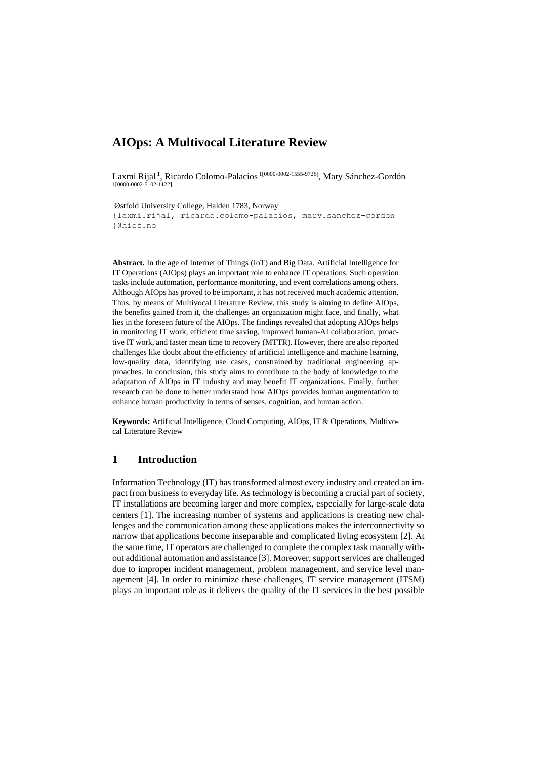# AIOps: A Multivocal Literature Review

Laxmi Rijal [1], Ricardo Colomo-Palacios [1[0000-0002-1555-9726]], Mary Sánchez-Gordón [1[0000-0002-5102-1122]]

Østfold University College, Halden 1783, Norway
{laxmi.rijal, ricardo.colomo-palacios, mary.sanchez-gordon }@hiof.no

**Abstract.** In the age of Internet of Things (IoT) and Big Data, Artificial Intelligence for IT Operations (AIOps) plays an important role to enhance IT operations. Such operation tasks include automation, performance monitoring, and event correlations among others. Although AIOps has proved to be important, it has not received much academic attention. Thus, by means of Multivocal Literature Review, this study is aiming to define AIOps, the benefits gained from it, the challenges an organization might face, and finally, what lies in the foreseen future of the AIOps. The findings revealed that adopting AIOps helps in monitoring IT work, efficient time saving, improved human-AI collaboration, proactive IT work, and faster mean time to recovery (MTTR). However, there are also reported challenges like doubt about the efficiency of artificial intelligence and machine learning, low-quality data, identifying use cases, constrained by traditional engineering approaches. In conclusion, this study aims to contribute to the body of knowledge to the adaptation of AIOps in IT industry and may benefit IT organizations. Finally, further research can be done to better understand how AIOps provides human augmentation to enhance human productivity in terms of senses, cognition, and human action.

**Keywords:** Artificial Intelligence, Cloud Computing, AIOps, IT & Operations, Multivocal Literature Review

## 1 Introduction

Information Technology (IT) has transformed almost every industry and created an impact from business to everyday life. As technology is becoming a crucial part of society, IT installations are becoming larger and more complex, especially for large-scale data centers [1]. The increasing number of systems and applications is creating new challenges and the communication among these applications makes the interconnectivity so narrow that applications become inseparable and complicated living ecosystem [2]. At the same time, IT operators are challenged to complete the complex task manually without additional automation and assistance [3]. Moreover, support services are challenged due to improper incident management, problem management, and service level management [4]. In order to minimize these challenges, IT service management (ITSM) plays an important role as it delivers the quality of the IT services in the best possible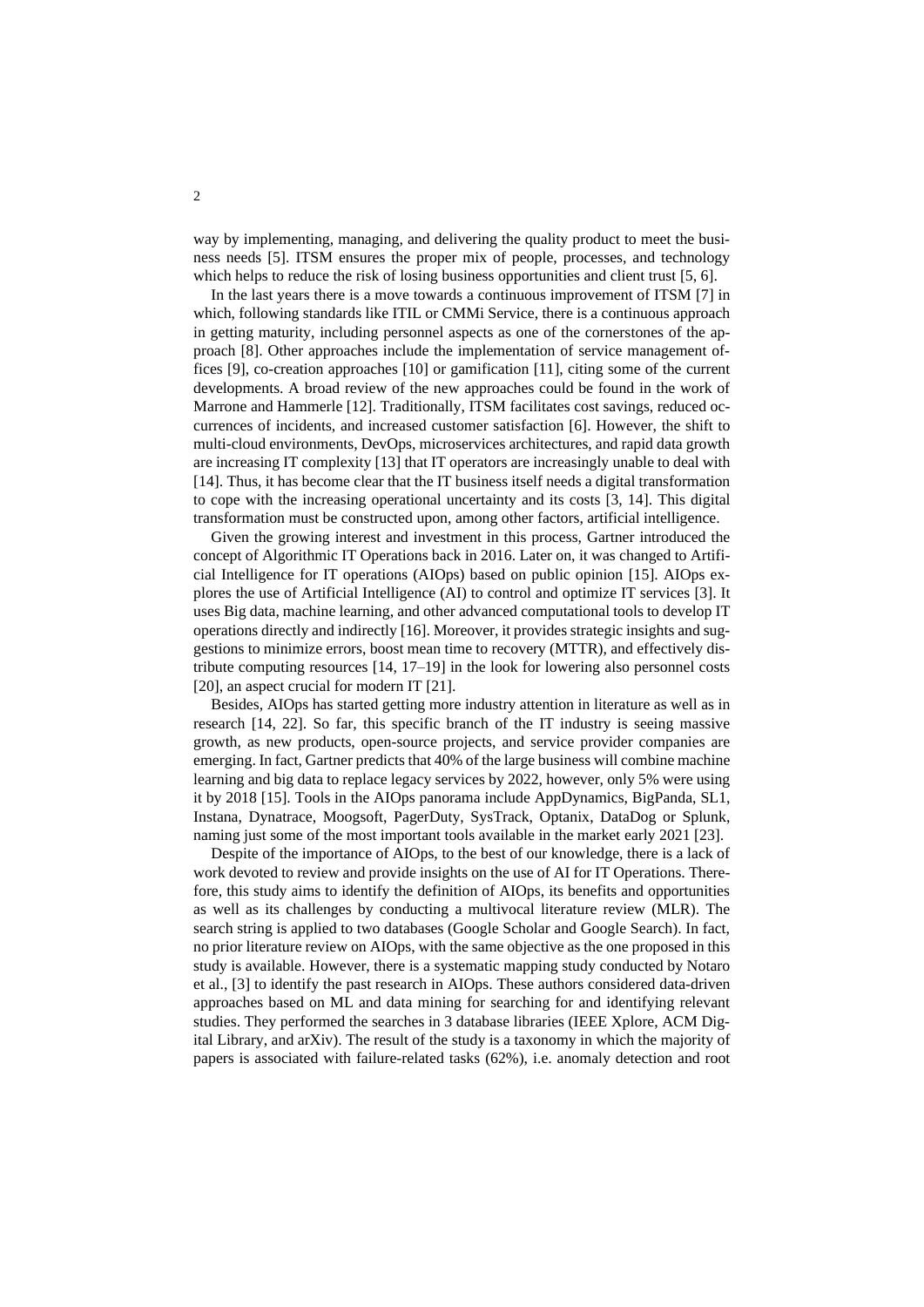way by implementing, managing, and delivering the quality product to meet the business needs [5]. ITSM ensures the proper mix of people, processes, and technology which helps to reduce the risk of losing business opportunities and client trust [5, 6].

In the last years there is a move towards a continuous improvement of ITSM [7] in which, following standards like ITIL or CMMi Service, there is a continuous approach in getting maturity, including personnel aspects as one of the cornerstones of the approach [8]. Other approaches include the implementation of service management offices [9], co-creation approaches [10] or gamification [11], citing some of the current developments. A broad review of the new approaches could be found in the work of Marrone and Hammerle [12]. Traditionally, ITSM facilitates cost savings, reduced occurrences of incidents, and increased customer satisfaction [6]. However, the shift to multi-cloud environments, DevOps, microservices architectures, and rapid data growth are increasing IT complexity [13] that IT operators are increasingly unable to deal with [14]. Thus, it has become clear that the IT business itself needs a digital transformation to cope with the increasing operational uncertainty and its costs [3, 14]. This digital transformation must be constructed upon, among other factors, artificial intelligence.

Given the growing interest and investment in this process, Gartner introduced the concept of Algorithmic IT Operations back in 2016. Later on, it was changed to Artificial Intelligence for IT operations (AIOps) based on public opinion [15]. AIOps explores the use of Artificial Intelligence (AI) to control and optimize IT services [3]. It uses Big data, machine learning, and other advanced computational tools to develop IT operations directly and indirectly [16]. Moreover, it provides strategic insights and suggestions to minimize errors, boost mean time to recovery (MTTR), and effectively distribute computing resources [14, 17–19] in the look for lowering also personnel costs [20], an aspect crucial for modern IT [21].

Besides, AIOps has started getting more industry attention in literature as well as in research [14, 22]. So far, this specific branch of the IT industry is seeing massive growth, as new products, open-source projects, and service provider companies are emerging. In fact, Gartner predicts that 40% of the large business will combine machine learning and big data to replace legacy services by 2022, however, only 5% were using it by 2018 [15]. Tools in the AIOps panorama include AppDynamics, BigPanda, SL1, Instana, Dynatrace, Moogsoft, PagerDuty, SysTrack, Optanix, DataDog or Splunk, naming just some of the most important tools available in the market early 2021 [23].

Despite of the importance of AIOps, to the best of our knowledge, there is a lack of work devoted to review and provide insights on the use of AI for IT Operations. Therefore, this study aims to identify the definition of AIOps, its benefits and opportunities as well as its challenges by conducting a multivocal literature review (MLR). The search string is applied to two databases (Google Scholar and Google Search). In fact, no prior literature review on AIOps, with the same objective as the one proposed in this study is available. However, there is a systematic mapping study conducted by Notaro et al., [3] to identify the past research in AIOps. These authors considered data-driven approaches based on ML and data mining for searching for and identifying relevant studies. They performed the searches in 3 database libraries (IEEE Xplore, ACM Digital Library, and arXiv). The result of the study is a taxonomy in which the majority of papers is associated with failure-related tasks (62%), i.e. anomaly detection and root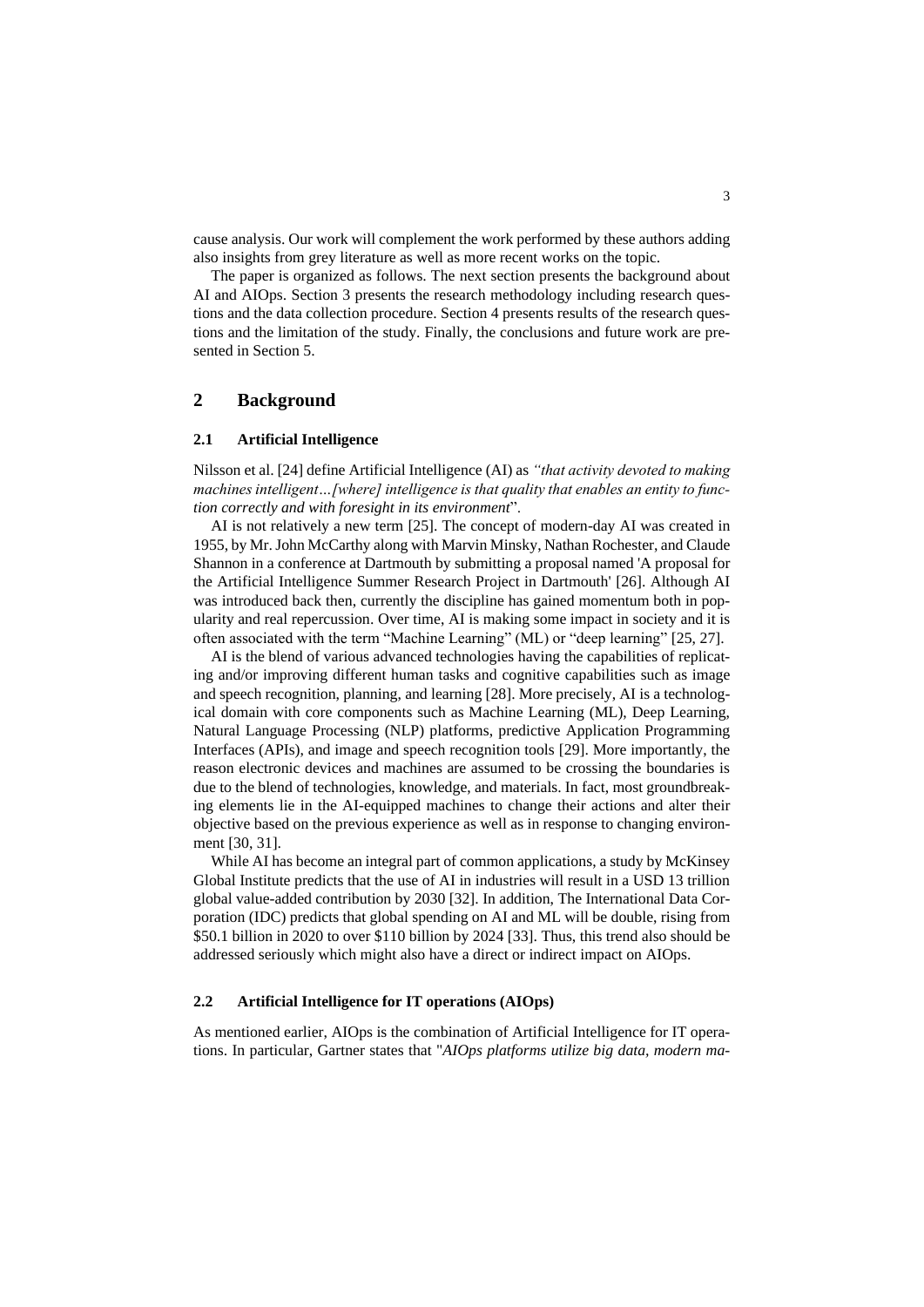cause analysis. Our work will complement the work performed by these authors adding also insights from grey literature as well as more recent works on the topic.

The paper is organized as follows. The next section presents the background about AI and AIOps. Section 3 presents the research methodology including research questions and the data collection procedure. Section 4 presents results of the research questions and the limitation of the study. Finally, the conclusions and future work are presented in Section 5.

## 2 Background

### 2.1 Artificial Intelligence

Nilsson et al. [24] define Artificial Intelligence (AI) as *"that activity devoted to making machines intelligent…[where] intelligence is that quality that enables an entity to function correctly and with foresight in its environment*".

AI is not relatively a new term [25]. The concept of modern-day AI was created in 1955, by Mr. John McCarthy along with Marvin Minsky, Nathan Rochester, and Claude Shannon in a conference at Dartmouth by submitting a proposal named 'A proposal for the Artificial Intelligence Summer Research Project in Dartmouth' [26]. Although AI was introduced back then, currently the discipline has gained momentum both in popularity and real repercussion. Over time, AI is making some impact in society and it is often associated with the term "Machine Learning" (ML) or "deep learning" [25, 27].

AI is the blend of various advanced technologies having the capabilities of replicating and/or improving different human tasks and cognitive capabilities such as image and speech recognition, planning, and learning [28]. More precisely, AI is a technological domain with core components such as Machine Learning (ML), Deep Learning, Natural Language Processing (NLP) platforms, predictive Application Programming Interfaces (APIs), and image and speech recognition tools [29]. More importantly, the reason electronic devices and machines are assumed to be crossing the boundaries is due to the blend of technologies, knowledge, and materials. In fact, most groundbreaking elements lie in the AI-equipped machines to change their actions and alter their objective based on the previous experience as well as in response to changing environment [30, 31].

While AI has become an integral part of common applications, a study by McKinsey Global Institute predicts that the use of AI in industries will result in a USD 13 trillion global value-added contribution by 2030 [32]. In addition, The International Data Corporation (IDC) predicts that global spending on AI and ML will be double, rising from \$50.1 billion in 2020 to over \$110 billion by 2024 [33]. Thus, this trend also should be addressed seriously which might also have a direct or indirect impact on AIOps.

### 2.2 Artificial Intelligence for IT operations (AIOps)

As mentioned earlier, AIOps is the combination of Artificial Intelligence for IT operations. In particular, Gartner states that "*AIOps platforms utilize big data, modern ma-*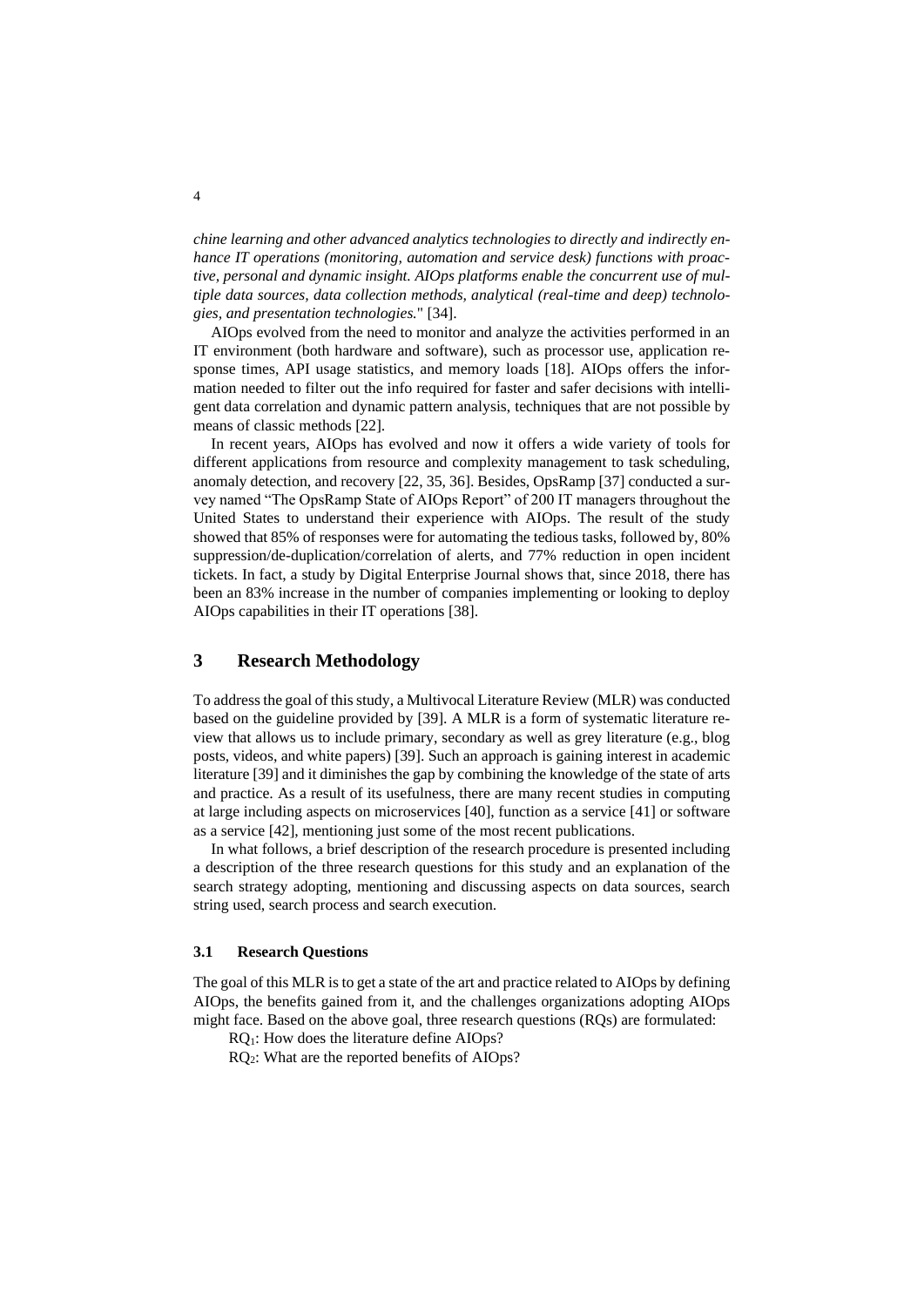*chine learning and other advanced analytics technologies to directly and indirectly enhance IT operations (monitoring, automation and service desk) functions with proactive, personal and dynamic insight. AIOps platforms enable the concurrent use of multiple data sources, data collection methods, analytical (real-time and deep) technologies, and presentation technologies.*" [34].

AIOps evolved from the need to monitor and analyze the activities performed in an IT environment (both hardware and software), such as processor use, application response times, API usage statistics, and memory loads [18]. AIOps offers the information needed to filter out the info required for faster and safer decisions with intelligent data correlation and dynamic pattern analysis, techniques that are not possible by means of classic methods [22].

In recent years, AIOps has evolved and now it offers a wide variety of tools for different applications from resource and complexity management to task scheduling, anomaly detection, and recovery [22, 35, 36]. Besides, OpsRamp [37] conducted a survey named "The OpsRamp State of AIOps Report" of 200 IT managers throughout the United States to understand their experience with AIOps. The result of the study showed that 85% of responses were for automating the tedious tasks, followed by, 80% suppression/de-duplication/correlation of alerts, and 77% reduction in open incident tickets. In fact, a study by Digital Enterprise Journal shows that, since 2018, there has been an 83% increase in the number of companies implementing or looking to deploy AIOps capabilities in their IT operations [38].

## 3 Research Methodology

To address the goal of this study, a Multivocal Literature Review (MLR) was conducted based on the guideline provided by [39]. A MLR is a form of systematic literature review that allows us to include primary, secondary as well as grey literature (e.g., blog posts, videos, and white papers) [39]. Such an approach is gaining interest in academic literature [39] and it diminishes the gap by combining the knowledge of the state of arts and practice. As a result of its usefulness, there are many recent studies in computing at large including aspects on microservices [40], function as a service [41] or software as a service [42], mentioning just some of the most recent publications.

In what follows, a brief description of the research procedure is presented including a description of the three research questions for this study and an explanation of the search strategy adopting, mentioning and discussing aspects on data sources, search string used, search process and search execution.

### 3.1 Research Questions

The goal of this MLR is to get a state of the art and practice related to AIOps by defining AIOps, the benefits gained from it, and the challenges organizations adopting AIOps might face. Based on the above goal, three research questions (RQs) are formulated:

$RQ_1$: How does the literature define AIOps?

$RQ_2$: What are the reported benefits of AIOps?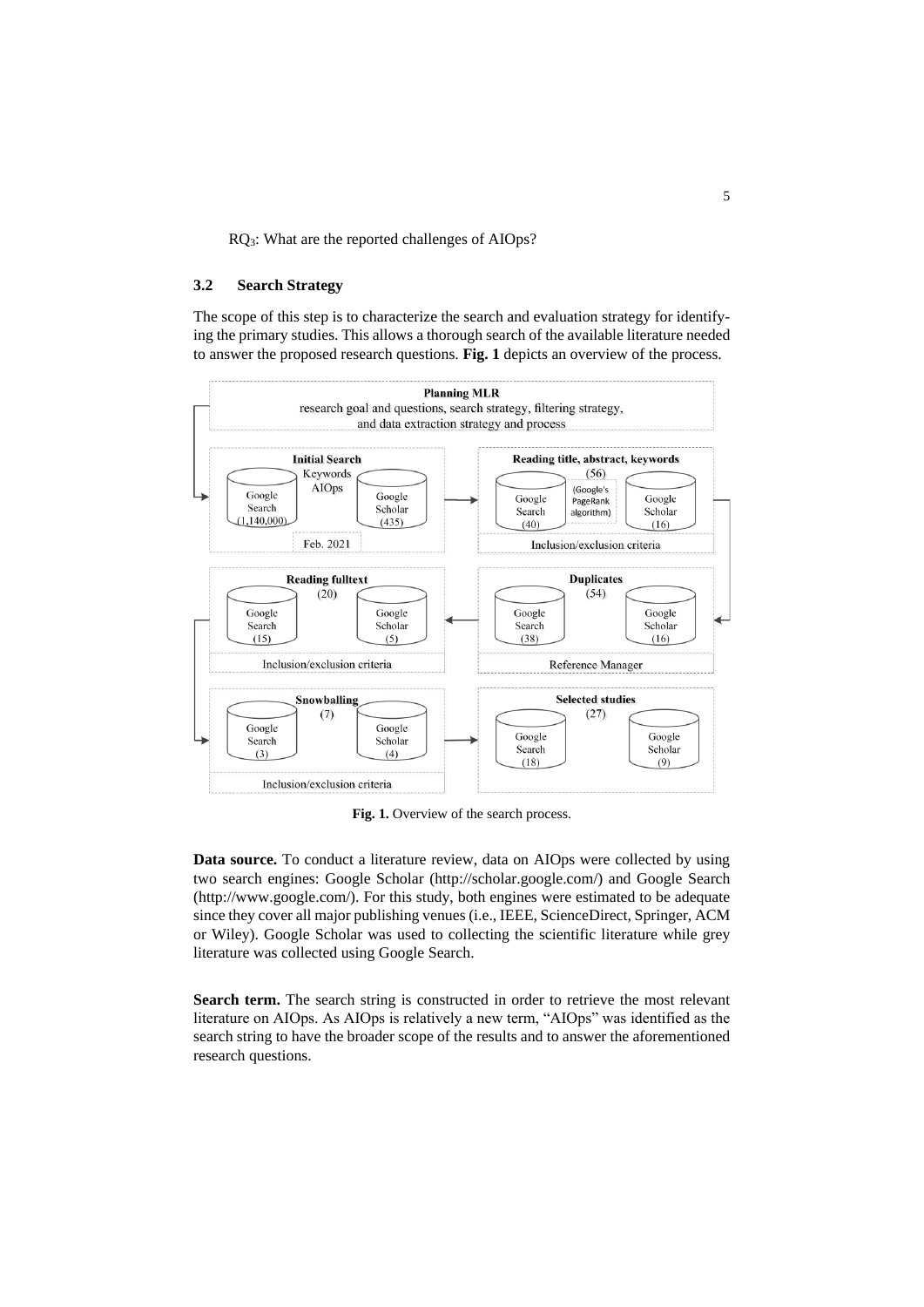RQ$_3$: What are the reported challenges of AIOps?

### 3.2 Search Strategy

The scope of this step is to characterize the search and evaluation strategy for identifying the primary studies. This allows a thorough search of the available literature needed to answer the proposed research questions. **Fig. 1** depicts an overview of the process.

**Fig. 1.** Overview of the search process.

**Data source.** To conduct a literature review, data on AIOps were collected by using two search engines: Google Scholar (http://scholar.google.com/) and Google Search (http://www.google.com/). For this study, both engines were estimated to be adequate since they cover all major publishing venues (i.e., IEEE, ScienceDirect, Springer, ACM or Wiley). Google Scholar was used to collecting the scientific literature while grey literature was collected using Google Search.

**Search term.** The search string is constructed in order to retrieve the most relevant literature on AIOps. As AIOps is relatively a new term, "AIOps" was identified as the search string to have the broader scope of the results and to answer the aforementioned research questions.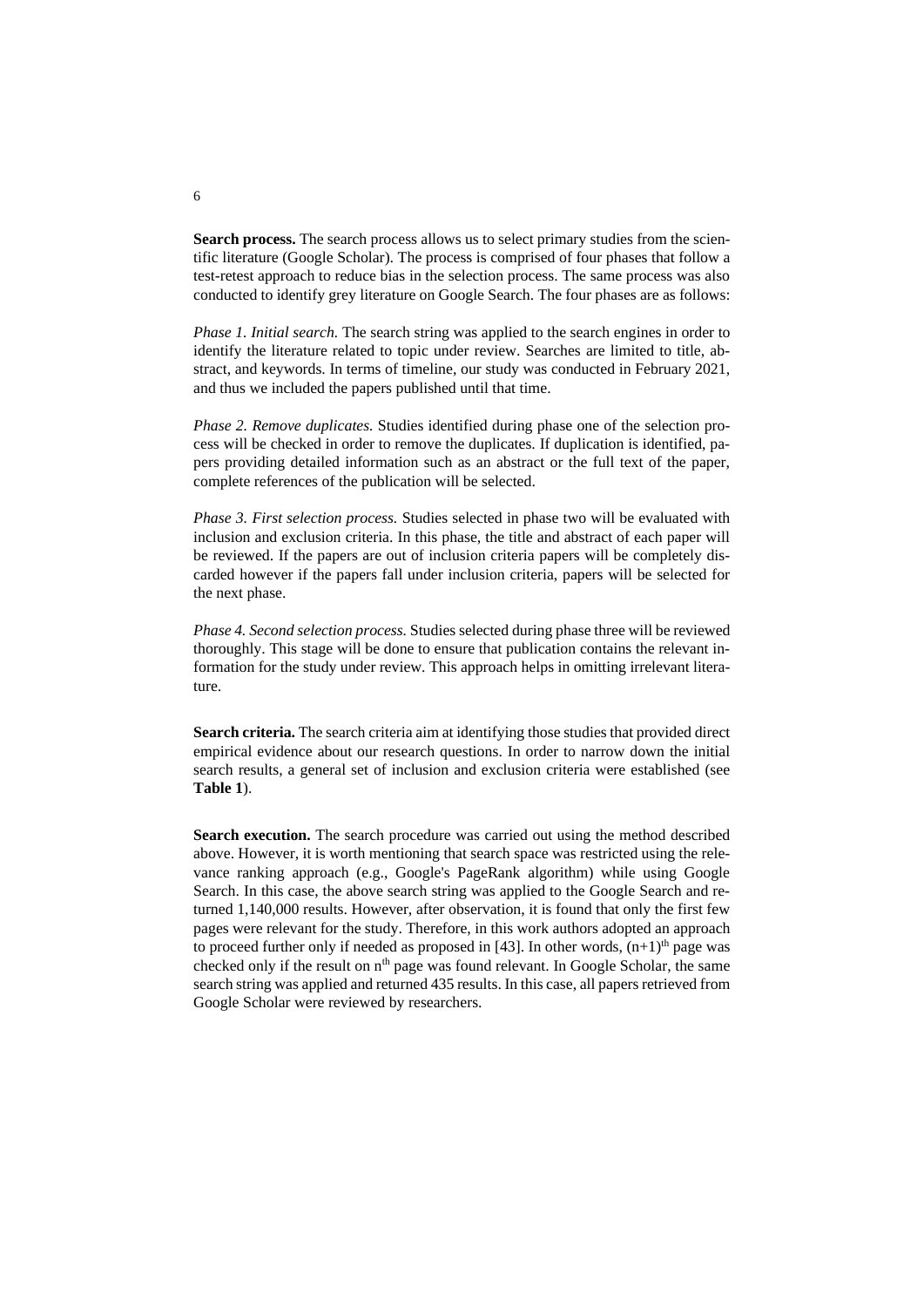**Search process.** The search process allows us to select primary studies from the scientific literature (Google Scholar). The process is comprised of four phases that follow a test-retest approach to reduce bias in the selection process. The same process was also conducted to identify grey literature on Google Search. The four phases are as follows:

*Phase 1. Initial search.* The search string was applied to the search engines in order to identify the literature related to topic under review. Searches are limited to title, abstract, and keywords. In terms of timeline, our study was conducted in February 2021, and thus we included the papers published until that time.

*Phase 2. Remove duplicates.* Studies identified during phase one of the selection process will be checked in order to remove the duplicates. If duplication is identified, papers providing detailed information such as an abstract or the full text of the paper, complete references of the publication will be selected.

*Phase 3. First selection process.* Studies selected in phase two will be evaluated with inclusion and exclusion criteria. In this phase, the title and abstract of each paper will be reviewed. If the papers are out of inclusion criteria papers will be completely discarded however if the papers fall under inclusion criteria, papers will be selected for the next phase.

*Phase 4. Second selection process.* Studies selected during phase three will be reviewed thoroughly. This stage will be done to ensure that publication contains the relevant information for the study under review. This approach helps in omitting irrelevant literature.

**Search criteria.** The search criteria aim at identifying those studies that provided direct empirical evidence about our research questions. In order to narrow down the initial search results, a general set of inclusion and exclusion criteria were established (see **Table 1**).

**Search execution.** The search procedure was carried out using the method described above. However, it is worth mentioning that search space was restricted using the relevance ranking approach (e.g., Google's PageRank algorithm) while using Google Search. In this case, the above search string was applied to the Google Search and returned 1,140,000 results. However, after observation, it is found that only the first few pages were relevant for the study. Therefore, in this work authors adopted an approach to proceed further only if needed as proposed in [43]. In other words, $(n+1)^{th}$ page was checked only if the result on $n^{th}$ page was found relevant. In Google Scholar, the same search string was applied and returned 435 results. In this case, all papers retrieved from Google Scholar were reviewed by researchers.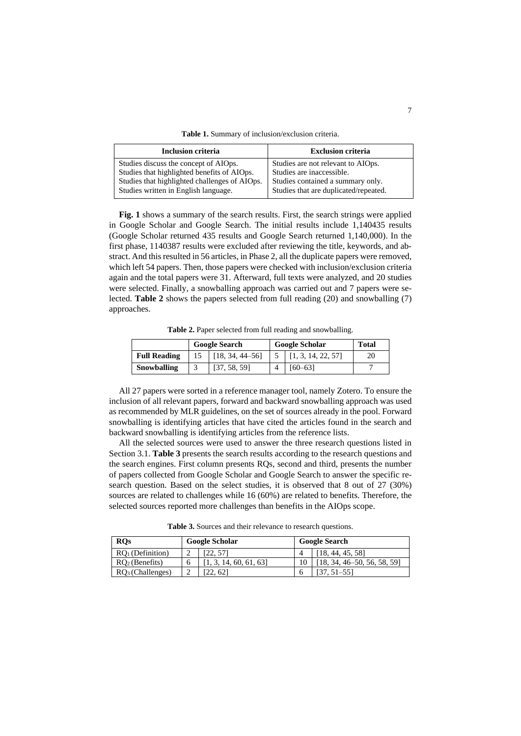**Table 1.** Summary of inclusion/exclusion criteria.

| Inclusion criteria | Exclusion criteria |
|---|---|
| Studies discuss the concept of AIOps. | Studies are not relevant to AIOps. |
| Studies that highlighted benefits of AIOps. | Studies are inaccessible. |
| Studies that highlighted challenges of AIOps. | Studies contained a summary only. |
| Studies written in English language. | Studies that are duplicated/repeated. |

**Fig. 1** shows a summary of the search results. First, the search strings were applied in Google Scholar and Google Search. The initial results include 1,140435 results (Google Scholar returned 435 results and Google Search returned 1,140,000). In the first phase, 1140387 results were excluded after reviewing the title, keywords, and abstract. And this resulted in 56 articles, in Phase 2, all the duplicate papers were removed, which left 54 papers. Then, those papers were checked with inclusion/exclusion criteria again and the total papers were 31. Afterward, full texts were analyzed, and 20 studies were selected. Finally, a snowballing approach was carried out and 7 papers were selected. **Table 2** shows the papers selected from full reading (20) and snowballing (7) approaches.

**Table 2.** Paper selected from full reading and snowballing.

| | Google Search | | Google Scholar | | Total |
|---|---|---|---|---|---|
| **Full Reading** | 15 | [18, 34, 44–56] | 5 | [1, 3, 14, 22, 57] | 20 |
| **Snowballing** | 3 | [37, 58, 59] | 4 | [60–63] | 7 |

All 27 papers were sorted in a reference manager tool, namely Zotero. To ensure the inclusion of all relevant papers, forward and backward snowballing approach was used as recommended by MLR guidelines, on the set of sources already in the pool. Forward snowballing is identifying articles that have cited the articles found in the search and backward snowballing is identifying articles from the reference lists.

All the selected sources were used to answer the three research questions listed in Section 3.1. **Table 3** presents the search results according to the research questions and the search engines. First column presents RQs, second and third, presents the number of papers collected from Google Scholar and Google Search to answer the specific research question. Based on the select studies, it is observed that 8 out of 27 (30%) sources are related to challenges while 16 (60%) are related to benefits. Therefore, the selected sources reported more challenges than benefits in the AIOps scope.

**Table 3.** Sources and their relevance to research questions.

| RQs | Google Scholar | | Google Search | |
|---|---|---|---|---|
| $RQ_1$ (Definition) | 2 | [22, 57] | 4 | [18, 44, 45, 58] |
| $RQ_2$ (Benefits) | 6 | [1, 3, 14, 60, 61, 63] | 10 | [18, 34, 46–50, 56, 58, 59] |
| $RQ_3$ (Challenges) | 2 | [22, 62] | 6 | [37, 51–55] |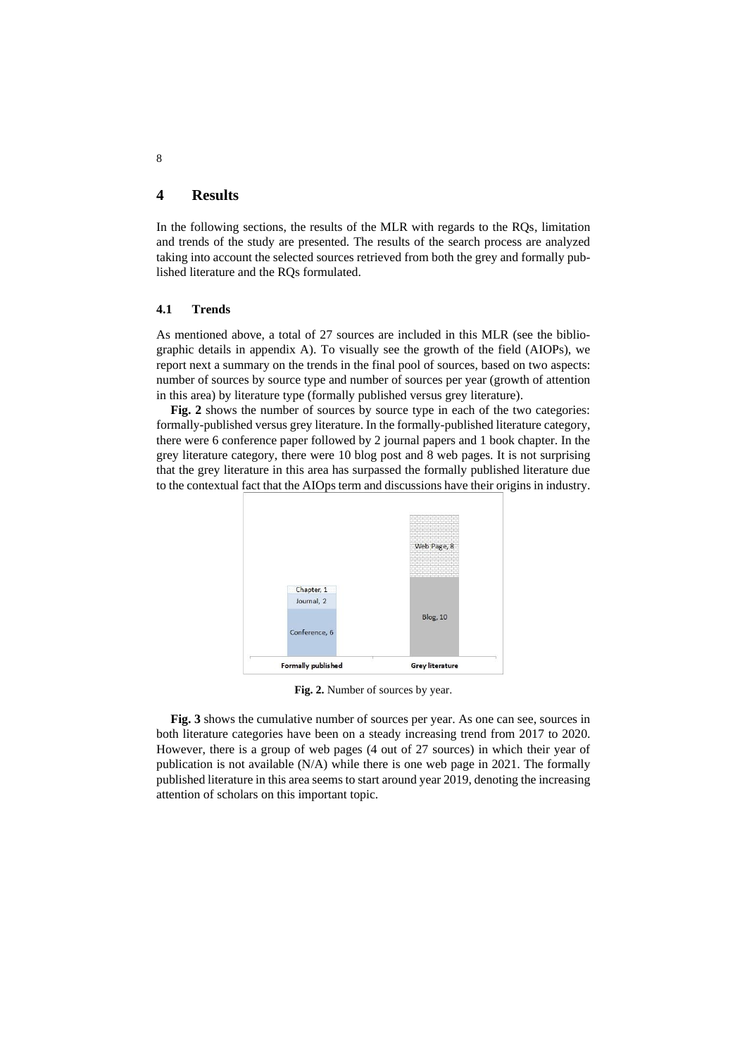# 4 Results

In the following sections, the results of the MLR with regards to the RQs, limitation and trends of the study are presented. The results of the search process are analyzed taking into account the selected sources retrieved from both the grey and formally published literature and the RQs formulated.

## 4.1 Trends

As mentioned above, a total of 27 sources are included in this MLR (see the bibliographic details in appendix A). To visually see the growth of the field (AIOPs), we report next a summary on the trends in the final pool of sources, based on two aspects: number of sources by source type and number of sources per year (growth of attention in this area) by literature type (formally published versus grey literature).

**Fig. 2** shows the number of sources by source type in each of the two categories: formally-published versus grey literature. In the formally-published literature category, there were 6 conference paper followed by 2 journal papers and 1 book chapter. In the grey literature category, there were 10 blog post and 8 web pages. It is not surprising that the grey literature in this area has surpassed the formally published literature due to the contextual fact that the AIOps term and discussions have their origins in industry.

**Fig. 2.** Number of sources by year.

**Fig. 3** shows the cumulative number of sources per year. As one can see, sources in both literature categories have been on a steady increasing trend from 2017 to 2020. However, there is a group of web pages (4 out of 27 sources) in which their year of publication is not available (N/A) while there is one web page in 2021. The formally published literature in this area seems to start around year 2019, denoting the increasing attention of scholars on this important topic.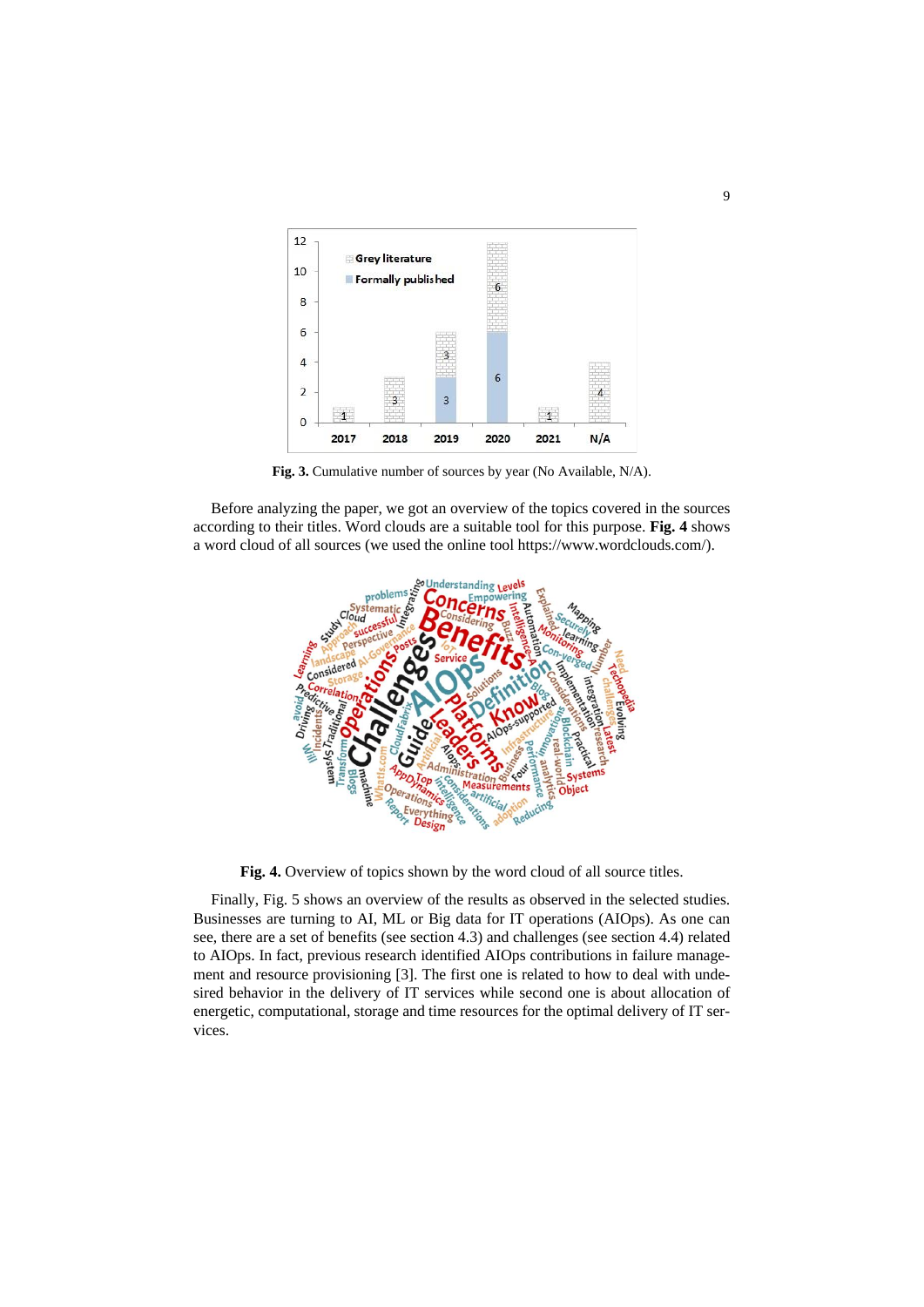**Fig. 3.** Cumulative number of sources by year (No Available, N/A).

Before analyzing the paper, we got an overview of the topics covered in the sources according to their titles. Word clouds are a suitable tool for this purpose. **Fig. 4** shows a word cloud of all sources (we used the online tool https://www.wordclouds.com/).

**Fig. 4.** Overview of topics shown by the word cloud of all source titles.

Finally, Fig. 5 shows an overview of the results as observed in the selected studies. Businesses are turning to AI, ML or Big data for IT operations (AIOps). As one can see, there are a set of benefits (see section 4.3) and challenges (see section 4.4) related to AIOps. In fact, previous research identified AIOps contributions in failure management and resource provisioning [3]. The first one is related to how to deal with undesired behavior in the delivery of IT services while second one is about allocation of energetic, computational, storage and time resources for the optimal delivery of IT services.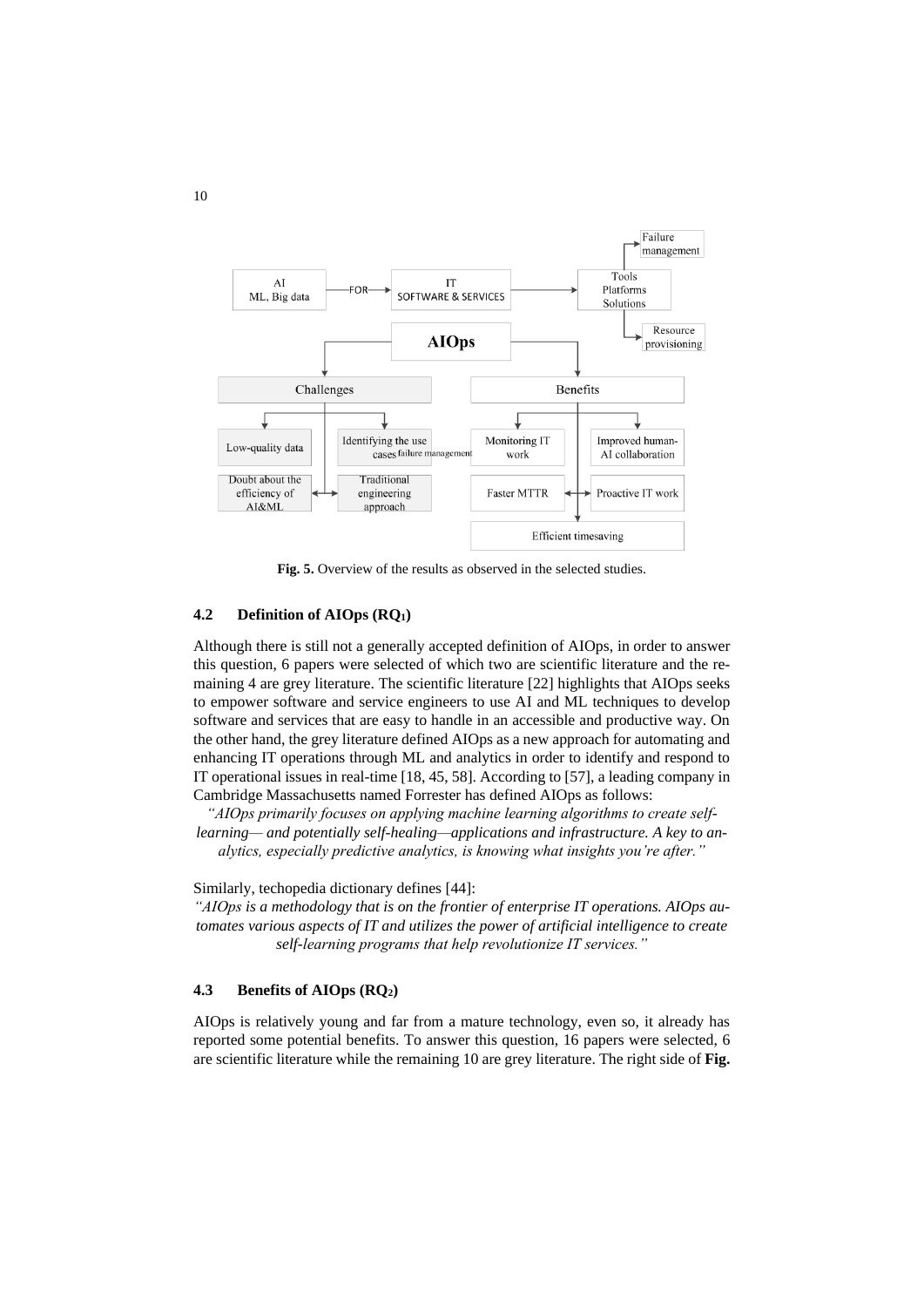**Fig. 5.** Overview of the results as observed in the selected studies.

### 4.2 Definition of AIOps ($RQ_1$)

Although there is still not a generally accepted definition of AIOps, in order to answer this question, 6 papers were selected of which two are scientific literature and the remaining 4 are grey literature. The scientific literature [22] highlights that AIOps seeks to empower software and service engineers to use AI and ML techniques to develop software and services that are easy to handle in an accessible and productive way. On the other hand, the grey literature defined AIOps as a new approach for automating and enhancing IT operations through ML and analytics in order to identify and respond to IT operational issues in real-time [18, 45, 58]. According to [57], a leading company in Cambridge Massachusetts named Forrester has defined AIOps as follows:

*"AIOps primarily focuses on applying machine learning algorithms to create self-learning— and potentially self-healing—applications and infrastructure. A key to analytics, especially predictive analytics, is knowing what insights you're after."*

Similarly, techopedia dictionary defines [44]:

*"AIOps is a methodology that is on the frontier of enterprise IT operations. AIOps automates various aspects of IT and utilizes the power of artificial intelligence to create self-learning programs that help revolutionize IT services."*

### 4.3 Benefits of AIOps ($RQ_2$)

AIOps is relatively young and far from a mature technology, even so, it already has reported some potential benefits. To answer this question, 16 papers were selected, 6 are scientific literature while the remaining 10 are grey literature. The right side of **Fig.**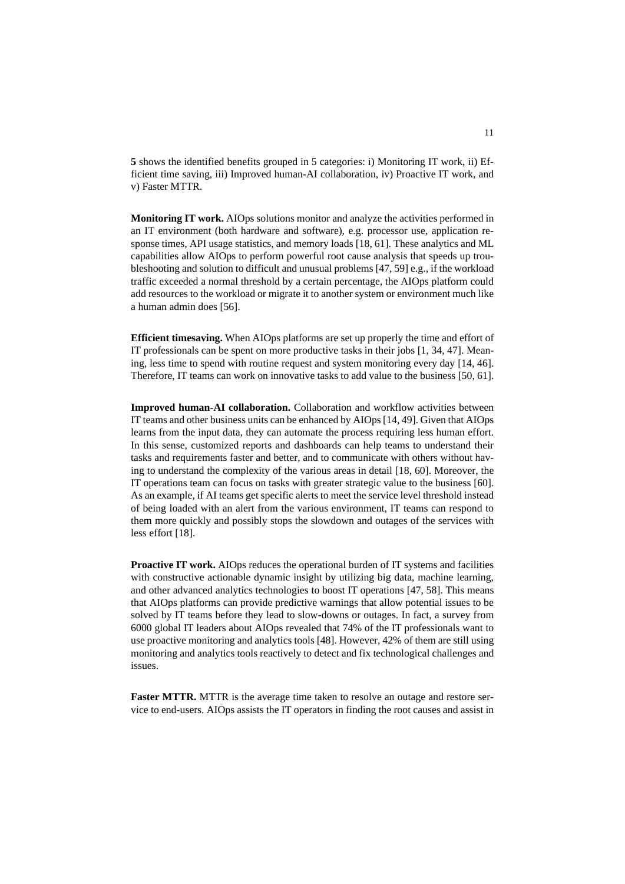**5** shows the identified benefits grouped in 5 categories: i) Monitoring IT work, ii) Efficient time saving, iii) Improved human-AI collaboration, iv) Proactive IT work, and v) Faster MTTR.

**Monitoring IT work.** AIOps solutions monitor and analyze the activities performed in an IT environment (both hardware and software), e.g. processor use, application response times, API usage statistics, and memory loads [18, 61]. These analytics and ML capabilities allow AIOps to perform powerful root cause analysis that speeds up troubleshooting and solution to difficult and unusual problems [47, 59] e.g., if the workload traffic exceeded a normal threshold by a certain percentage, the AIOps platform could add resources to the workload or migrate it to another system or environment much like a human admin does [56].

**Efficient timesaving.** When AIOps platforms are set up properly the time and effort of IT professionals can be spent on more productive tasks in their jobs [1, 34, 47]. Meaning, less time to spend with routine request and system monitoring every day [14, 46]. Therefore, IT teams can work on innovative tasks to add value to the business [50, 61].

**Improved human-AI collaboration.** Collaboration and workflow activities between IT teams and other business units can be enhanced by AIOps [14, 49]. Given that AIOps learns from the input data, they can automate the process requiring less human effort. In this sense, customized reports and dashboards can help teams to understand their tasks and requirements faster and better, and to communicate with others without having to understand the complexity of the various areas in detail [18, 60]. Moreover, the IT operations team can focus on tasks with greater strategic value to the business [60]. As an example, if AI teams get specific alerts to meet the service level threshold instead of being loaded with an alert from the various environment, IT teams can respond to them more quickly and possibly stops the slowdown and outages of the services with less effort [18].

**Proactive IT work.** AIOps reduces the operational burden of IT systems and facilities with constructive actionable dynamic insight by utilizing big data, machine learning, and other advanced analytics technologies to boost IT operations [47, 58]. This means that AIOps platforms can provide predictive warnings that allow potential issues to be solved by IT teams before they lead to slow-downs or outages. In fact, a survey from 6000 global IT leaders about AIOps revealed that 74% of the IT professionals want to use proactive monitoring and analytics tools [48]. However, 42% of them are still using monitoring and analytics tools reactively to detect and fix technological challenges and issues.

**Faster MTTR.** MTTR is the average time taken to resolve an outage and restore service to end-users. AIOps assists the IT operators in finding the root causes and assist in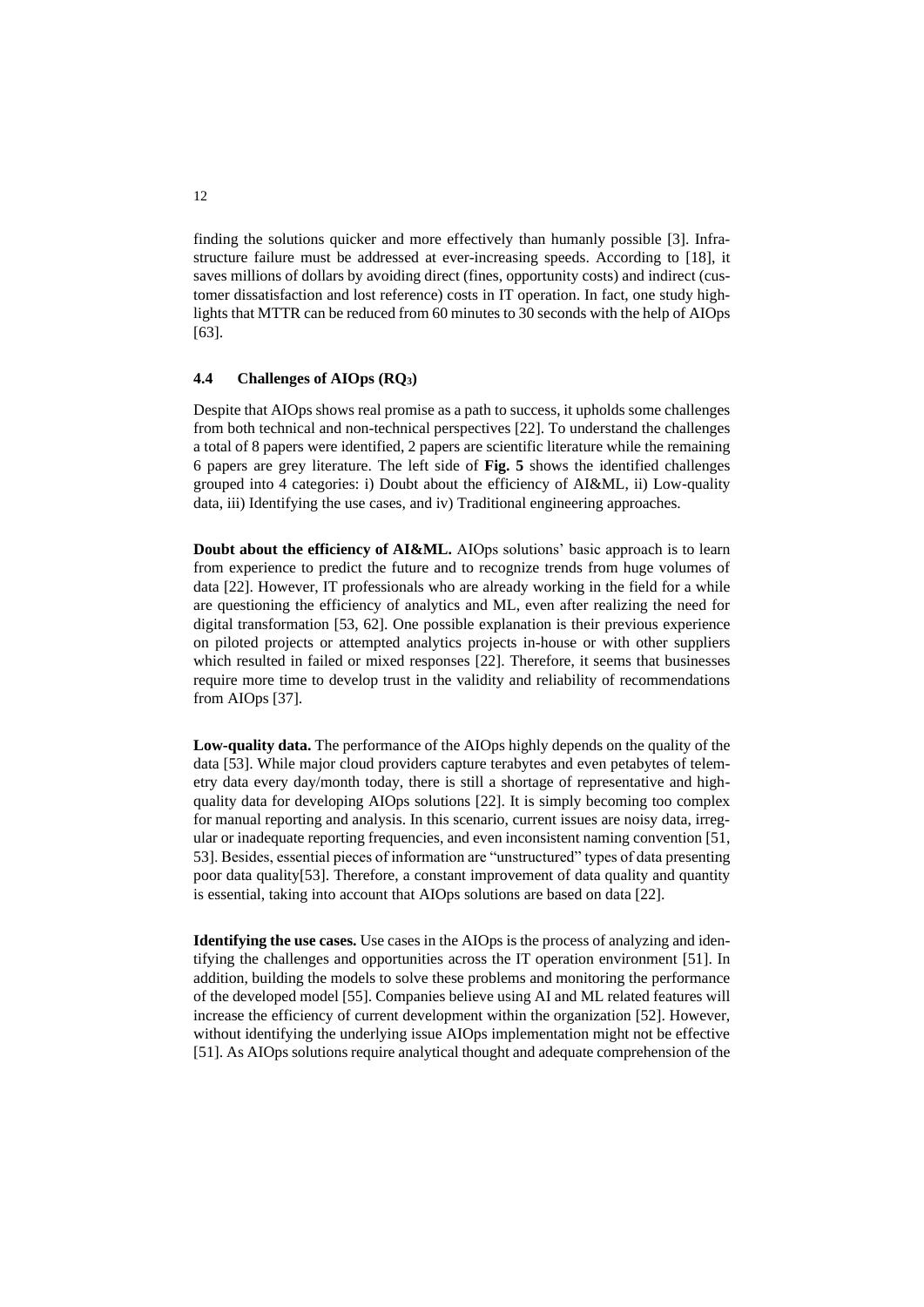finding the solutions quicker and more effectively than humanly possible [3]. Infrastructure failure must be addressed at ever-increasing speeds. According to [18], it saves millions of dollars by avoiding direct (fines, opportunity costs) and indirect (customer dissatisfaction and lost reference) costs in IT operation. In fact, one study highlights that MTTR can be reduced from 60 minutes to 30 seconds with the help of AIOps [63].

### 4.4 Challenges of AIOps ($RQ_3$)

Despite that AIOps shows real promise as a path to success, it upholds some challenges from both technical and non-technical perspectives [22]. To understand the challenges a total of 8 papers were identified, 2 papers are scientific literature while the remaining 6 papers are grey literature. The left side of **Fig. 5** shows the identified challenges grouped into 4 categories: i) Doubt about the efficiency of AI&ML, ii) Low-quality data, iii) Identifying the use cases, and iv) Traditional engineering approaches.

**Doubt about the efficiency of AI&ML.** AIOps solutions' basic approach is to learn from experience to predict the future and to recognize trends from huge volumes of data [22]. However, IT professionals who are already working in the field for a while are questioning the efficiency of analytics and ML, even after realizing the need for digital transformation [53, 62]. One possible explanation is their previous experience on piloted projects or attempted analytics projects in-house or with other suppliers which resulted in failed or mixed responses [22]. Therefore, it seems that businesses require more time to develop trust in the validity and reliability of recommendations from AIOps [37].

**Low-quality data.** The performance of the AIOps highly depends on the quality of the data [53]. While major cloud providers capture terabytes and even petabytes of telemetry data every day/month today, there is still a shortage of representative and high-quality data for developing AIOps solutions [22]. It is simply becoming too complex for manual reporting and analysis. In this scenario, current issues are noisy data, irregular or inadequate reporting frequencies, and even inconsistent naming convention [51, 53]. Besides, essential pieces of information are "unstructured" types of data presenting poor data quality[53]. Therefore, a constant improvement of data quality and quantity is essential, taking into account that AIOps solutions are based on data [22].

**Identifying the use cases.** Use cases in the AIOps is the process of analyzing and identifying the challenges and opportunities across the IT operation environment [51]. In addition, building the models to solve these problems and monitoring the performance of the developed model [55]. Companies believe using AI and ML related features will increase the efficiency of current development within the organization [52]. However, without identifying the underlying issue AIOps implementation might not be effective [51]. As AIOps solutions require analytical thought and adequate comprehension of the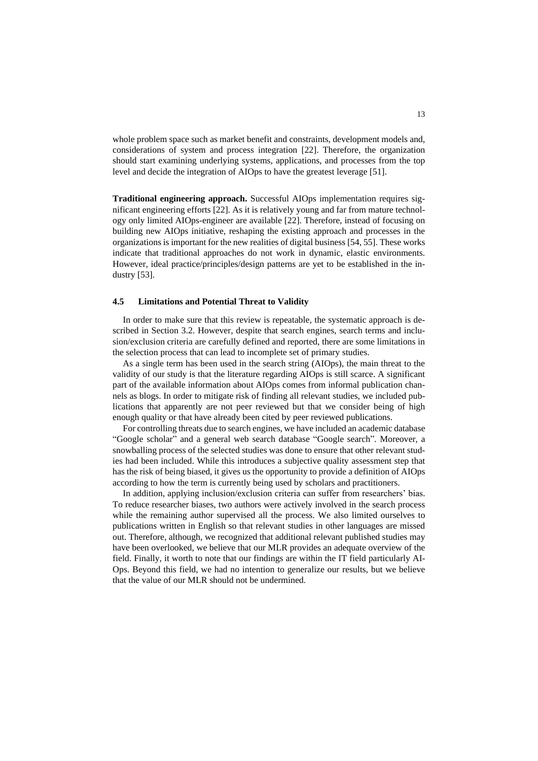whole problem space such as market benefit and constraints, development models and, considerations of system and process integration [22]. Therefore, the organization should start examining underlying systems, applications, and processes from the top level and decide the integration of AIOps to have the greatest leverage [51].

**Traditional engineering approach.** Successful AIOps implementation requires significant engineering efforts [22]. As it is relatively young and far from mature technology only limited AIOps-engineer are available [22]. Therefore, instead of focusing on building new AIOps initiative, reshaping the existing approach and processes in the organizations is important for the new realities of digital business [54, 55]. These works indicate that traditional approaches do not work in dynamic, elastic environments. However, ideal practice/principles/design patterns are yet to be established in the industry [53].

### 4.5 Limitations and Potential Threat to Validity

In order to make sure that this review is repeatable, the systematic approach is described in Section 3.2. However, despite that search engines, search terms and inclusion/exclusion criteria are carefully defined and reported, there are some limitations in the selection process that can lead to incomplete set of primary studies.

As a single term has been used in the search string (AIOps), the main threat to the validity of our study is that the literature regarding AIOps is still scarce. A significant part of the available information about AIOps comes from informal publication channels as blogs. In order to mitigate risk of finding all relevant studies, we included publications that apparently are not peer reviewed but that we consider being of high enough quality or that have already been cited by peer reviewed publications.

For controlling threats due to search engines, we have included an academic database "Google scholar" and a general web search database "Google search". Moreover, a snowballing process of the selected studies was done to ensure that other relevant studies had been included. While this introduces a subjective quality assessment step that has the risk of being biased, it gives us the opportunity to provide a definition of AIOps according to how the term is currently being used by scholars and practitioners.

In addition, applying inclusion/exclusion criteria can suffer from researchers' bias. To reduce researcher biases, two authors were actively involved in the search process while the remaining author supervised all the process. We also limited ourselves to publications written in English so that relevant studies in other languages are missed out. Therefore, although, we recognized that additional relevant published studies may have been overlooked, we believe that our MLR provides an adequate overview of the field. Finally, it worth to note that our findings are within the IT field particularly AIOps. Beyond this field, we had no intention to generalize our results, but we believe that the value of our MLR should not be undermined.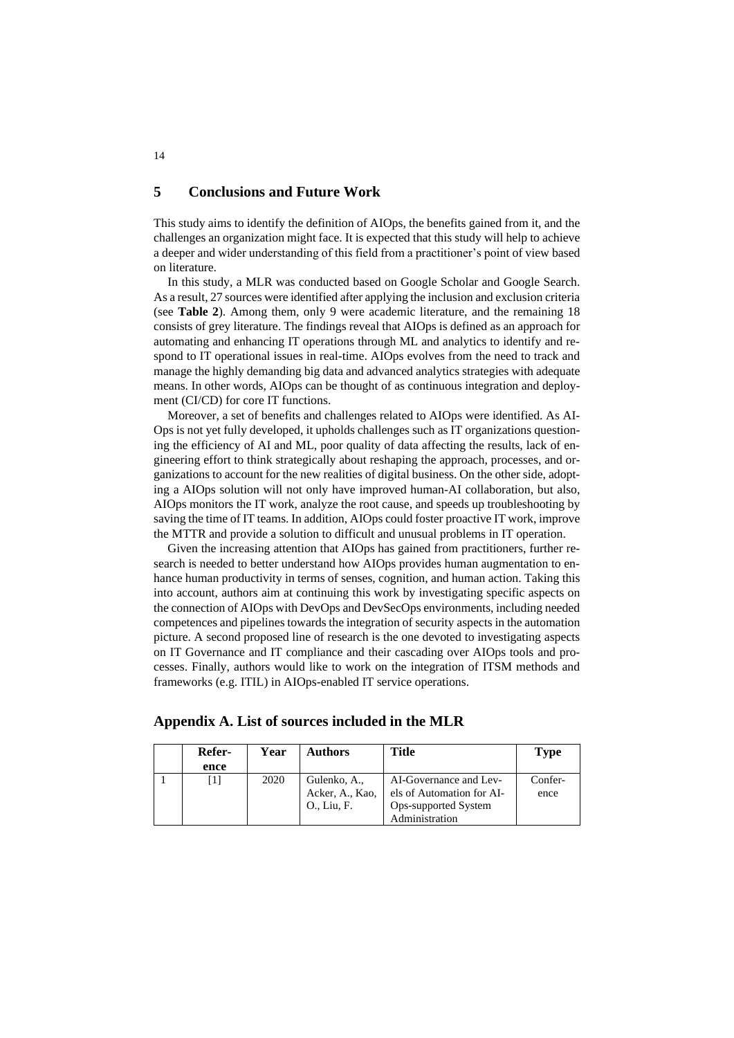## 5 Conclusions and Future Work

This study aims to identify the definition of AIOps, the benefits gained from it, and the challenges an organization might face. It is expected that this study will help to achieve a deeper and wider understanding of this field from a practitioner's point of view based on literature.

In this study, a MLR was conducted based on Google Scholar and Google Search. As a result, 27 sources were identified after applying the inclusion and exclusion criteria (see **Table 2**). Among them, only 9 were academic literature, and the remaining 18 consists of grey literature. The findings reveal that AIOps is defined as an approach for automating and enhancing IT operations through ML and analytics to identify and respond to IT operational issues in real-time. AIOps evolves from the need to track and manage the highly demanding big data and advanced analytics strategies with adequate means. In other words, AIOps can be thought of as continuous integration and deployment (CI/CD) for core IT functions.

Moreover, a set of benefits and challenges related to AIOps were identified. As AIOps is not yet fully developed, it upholds challenges such as IT organizations questioning the efficiency of AI and ML, poor quality of data affecting the results, lack of engineering effort to think strategically about reshaping the approach, processes, and organizations to account for the new realities of digital business. On the other side, adopting a AIOps solution will not only have improved human-AI collaboration, but also, AIOps monitors the IT work, analyze the root cause, and speeds up troubleshooting by saving the time of IT teams. In addition, AIOps could foster proactive IT work, improve the MTTR and provide a solution to difficult and unusual problems in IT operation.

Given the increasing attention that AIOps has gained from practitioners, further research is needed to better understand how AIOps provides human augmentation to enhance human productivity in terms of senses, cognition, and human action. Taking this into account, authors aim at continuing this work by investigating specific aspects on the connection of AIOps with DevOps and DevSecOps environments, including needed competences and pipelines towards the integration of security aspects in the automation picture. A second proposed line of research is the one devoted to investigating aspects on IT Governance and IT compliance and their cascading over AIOps tools and processes. Finally, authors would like to work on the integration of ITSM methods and frameworks (e.g. ITIL) in AIOps-enabled IT service operations.

## Appendix A. List of sources included in the MLR

| | Reference | Year | Authors | Title | Type |
|---|---|---|---|---|---|
| 1 | [1] | 2020 | Gulenko, A., Acker, A., Kao, O., Liu, F. | AI-Governance and Levels of Automation for AIOps-supported System Administration | Conference |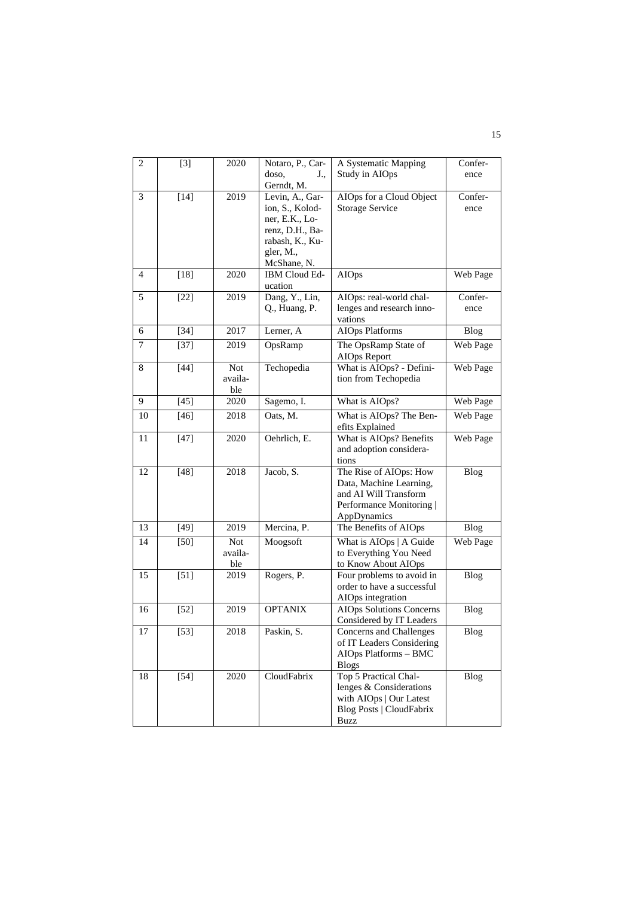| 2 | [3] | 2020 | Notaro, P., Cardoso, J., Gerndt, M. | A Systematic Mapping Study in AIOps | Conference |
|---|---|---|---|---|---|
| 3 | [14] | 2019 | Levin, A., Garion, S., Kolodner, E.K., Lorenz, D.H., Barabash, K., Kugler, M., McShane, N. | AIOps for a Cloud Object Storage Service | Conference |
| 4 | [18] | 2020 | IBM Cloud Education | AIOps | Web Page |
| 5 | [22] | 2019 | Dang, Y., Lin, Q., Huang, P. | AIOps: real-world challenges and research innovations | Conference |
| 6 | [34] | 2017 | Lerner, A | AIOps Platforms | Blog |
| 7 | [37] | 2019 | OpsRamp | The OpsRamp State of AIOps Report | Web Page |
| 8 | [44] | Not available | Techopedia | What is AIOps? - Definition from Techopedia | Web Page |
| 9 | [45] | 2020 | Sagemo, I. | What is AIOps? | Web Page |
| 10 | [46] | 2018 | Oats, M. | What is AIOps? The Benefits Explained | Web Page |
| 11 | [47] | 2020 | Oehrlich, E. | What is AIOps? Benefits and adoption considerations | Web Page |
| 12 | [48] | 2018 | Jacob, S. | The Rise of AIOps: How Data, Machine Learning, and AI Will Transform Performance Monitoring \| AppDynamics | Blog |
| 13 | [49] | 2019 | Mercina, P. | The Benefits of AIOps | Blog |
| 14 | [50] | Not available | Moogsoft | What is AIOps \| A Guide to Everything You Need to Know About AIOps | Web Page |
| 15 | [51] | 2019 | Rogers, P. | Four problems to avoid in order to have a successful AIOps integration | Blog |
| 16 | [52] | 2019 | OPTANIX | AIOps Solutions Concerns Considered by IT Leaders | Blog |
| 17 | [53] | 2018 | Paskin, S. | Concerns and Challenges of IT Leaders Considering AIOps Platforms – BMC Blogs | Blog |
| 18 | [54] | 2020 | CloudFabrix | Top 5 Practical Challenges & Considerations with AIOps \| Our Latest Blog Posts \| CloudFabrix Buzz | Blog |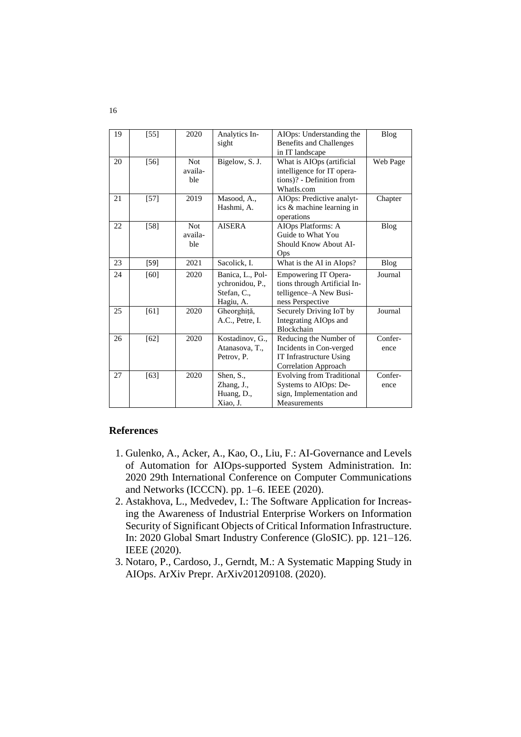| 19 | [55] | 2020 | Analytics Insight | AIOps: Understanding the Benefits and Challenges in IT landscape | Blog |
|---|---|---|---|---|---|
| 20 | [56] | Not available | Bigelow, S. J. | What is AIOps (artificial intelligence for IT operations)? - Definition from WhatIs.com | Web Page |
| 21 | [57] | 2019 | Masood, A., Hashmi, A. | AIOps: Predictive analytics & machine learning in operations | Chapter |
| 22 | [58] | Not available | AISERA | AIOps Platforms: A Guide to What You Should Know About AIOps | Blog |
| 23 | [59] | 2021 | Sacolick, I. | What is the AI in AIops? | Blog |
| 24 | [60] | 2020 | Banica, L., Polychronidou, P., Stefan, C., Hagiu, A. | Empowering IT Operations through Artificial Intelligence–A New Business Perspective | Journal |
| 25 | [61] | 2020 | Gheorghiță, A.C., Petre, I. | Securely Driving IoT by Integrating AIOps and Blockchain | Journal |
| 26 | [62] | 2020 | Kostadinov, G., Atanasova, T., Petrov, P. | Reducing the Number of Incidents in Con-verged IT Infrastructure Using Correlation Approach | Conference |
| 27 | [63] | 2020 | Shen, S., Zhang, J., Huang, D., Xiao, J. | Evolving from Traditional Systems to AIOps: Design, Implementation and Measurements | Conference |

## References

1. Gulenko, A., Acker, A., Kao, O., Liu, F.: AI-Governance and Levels of Automation for AIOps-supported System Administration. In: 2020 29th International Conference on Computer Communications and Networks (ICCCN). pp. 1–6. IEEE (2020).
2. Astakhova, L., Medvedev, I.: The Software Application for Increasing the Awareness of Industrial Enterprise Workers on Information Security of Significant Objects of Critical Information Infrastructure. In: 2020 Global Smart Industry Conference (GloSIC). pp. 121–126. IEEE (2020).
3. Notaro, P., Cardoso, J., Gerndt, M.: A Systematic Mapping Study in AIOps. ArXiv Prepr. ArXiv201209108. (2020).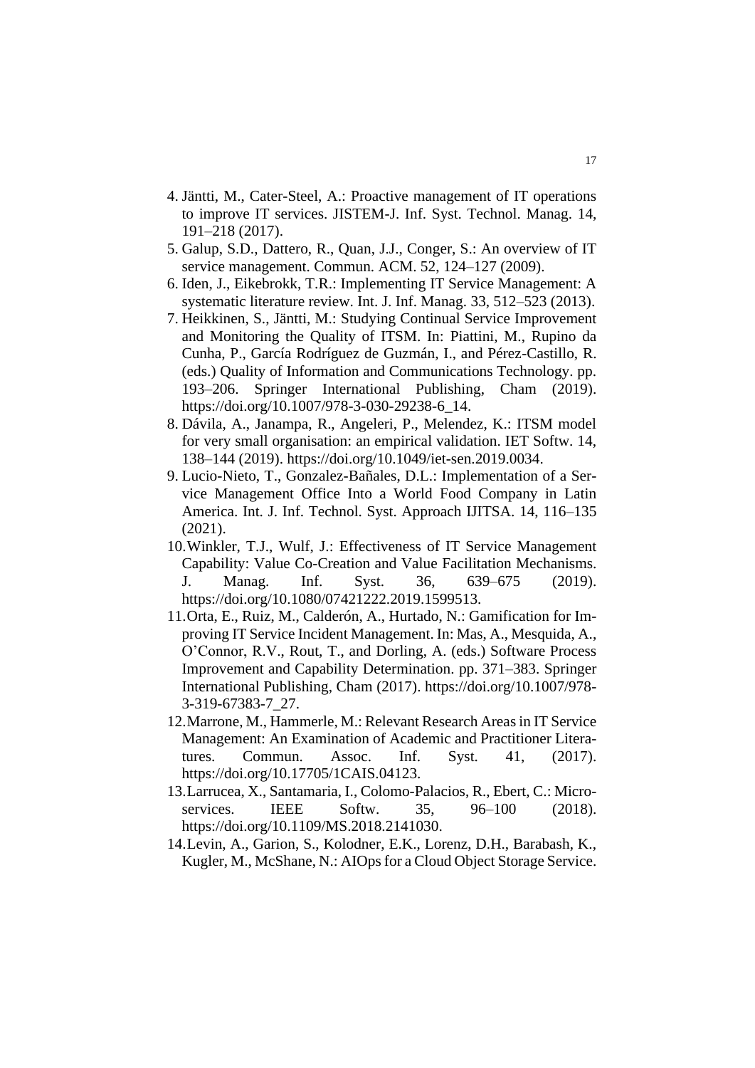4. Jäntti, M., Cater-Steel, A.: Proactive management of IT operations to improve IT services. JISTEM-J. Inf. Syst. Technol. Manag. 14, 191–218 (2017).
5. Galup, S.D., Dattero, R., Quan, J.J., Conger, S.: An overview of IT service management. Commun. ACM. 52, 124–127 (2009).
6. Iden, J., Eikebrokk, T.R.: Implementing IT Service Management: A systematic literature review. Int. J. Inf. Manag. 33, 512–523 (2013).
7. Heikkinen, S., Jäntti, M.: Studying Continual Service Improvement and Monitoring the Quality of ITSM. In: Piattini, M., Rupino da Cunha, P., García Rodríguez de Guzmán, I., and Pérez-Castillo, R. (eds.) Quality of Information and Communications Technology. pp. 193–206. Springer International Publishing, Cham (2019). https://doi.org/10.1007/978-3-030-29238-6_14.
8. Dávila, A., Janampa, R., Angeleri, P., Melendez, K.: ITSM model for very small organisation: an empirical validation. IET Softw. 14, 138–144 (2019). https://doi.org/10.1049/iet-sen.2019.0034.
9. Lucio-Nieto, T., Gonzalez-Bañales, D.L.: Implementation of a Service Management Office Into a World Food Company in Latin America. Int. J. Inf. Technol. Syst. Approach IJITSA. 14, 116–135 (2021).
10. Winkler, T.J., Wulf, J.: Effectiveness of IT Service Management Capability: Value Co-Creation and Value Facilitation Mechanisms. J. Manag. Inf. Syst. 36, 639–675 (2019). https://doi.org/10.1080/07421222.2019.1599513.
11. Orta, E., Ruiz, M., Calderón, A., Hurtado, N.: Gamification for Improving IT Service Incident Management. In: Mas, A., Mesquida, A., O'Connor, R.V., Rout, T., and Dorling, A. (eds.) Software Process Improvement and Capability Determination. pp. 371–383. Springer International Publishing, Cham (2017). https://doi.org/10.1007/978-3-319-67383-7_27.
12. Marrone, M., Hammerle, M.: Relevant Research Areas in IT Service Management: An Examination of Academic and Practitioner Literatures. Commun. Assoc. Inf. Syst. 41, (2017). https://doi.org/10.17705/1CAIS.04123.
13. Larrucea, X., Santamaria, I., Colomo-Palacios, R., Ebert, C.: Microservices. IEEE Softw. 35, 96–100 (2018). https://doi.org/10.1109/MS.2018.2141030.
14. Levin, A., Garion, S., Kolodner, E.K., Lorenz, D.H., Barabash, K., Kugler, M., McShane, N.: AIOps for a Cloud Object Storage Service.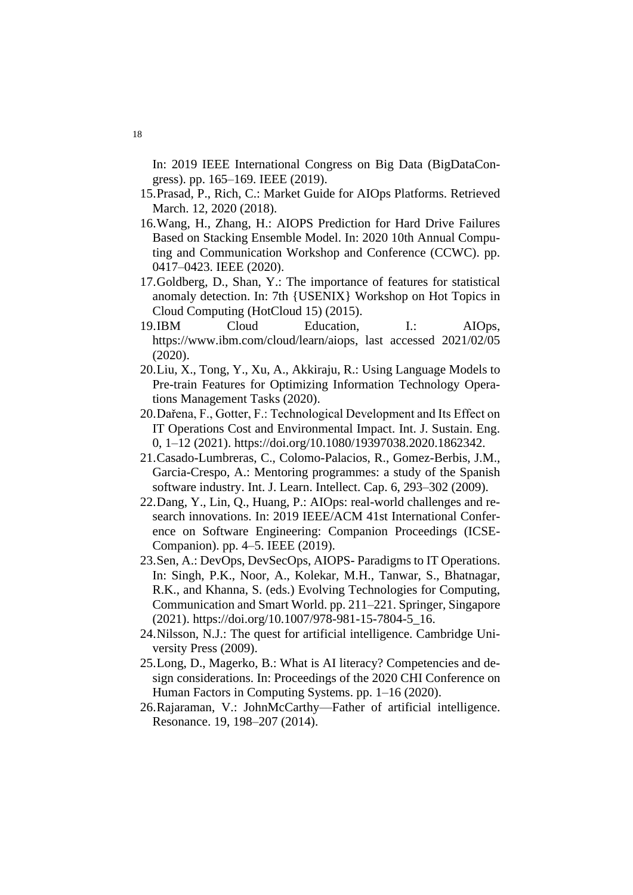In: 2019 IEEE International Congress on Big Data (BigDataCongress). pp. 165–169. IEEE (2019).

15. Prasad, P., Rich, C.: Market Guide for AIOps Platforms. Retrieved March. 12, 2020 (2018).
16. Wang, H., Zhang, H.: AIOPS Prediction for Hard Drive Failures Based on Stacking Ensemble Model. In: 2020 10th Annual Computing and Communication Workshop and Conference (CCWC). pp. 0417–0423. IEEE (2020).
17. Goldberg, D., Shan, Y.: The importance of features for statistical anomaly detection. In: 7th {USENIX} Workshop on Hot Topics in Cloud Computing (HotCloud 15) (2015).
19. IBM Cloud Education, I.: AIOps, https://www.ibm.com/cloud/learn/aiops, last accessed 2021/02/05 (2020).
20. Liu, X., Tong, Y., Xu, A., Akkiraju, R.: Using Language Models to Pre-train Features for Optimizing Information Technology Operations Management Tasks (2020).
20. Dařena, F., Gotter, F.: Technological Development and Its Effect on IT Operations Cost and Environmental Impact. Int. J. Sustain. Eng. 0, 1–12 (2021). https://doi.org/10.1080/19397038.2020.1862342.
21. Casado-Lumbreras, C., Colomo-Palacios, R., Gomez-Berbis, J.M., Garcia-Crespo, A.: Mentoring programmes: a study of the Spanish software industry. Int. J. Learn. Intellect. Cap. 6, 293–302 (2009).
22. Dang, Y., Lin, Q., Huang, P.: AIOps: real-world challenges and research innovations. In: 2019 IEEE/ACM 41st International Conference on Software Engineering: Companion Proceedings (ICSE-Companion). pp. 4–5. IEEE (2019).
23. Sen, A.: DevOps, DevSecOps, AIOPS- Paradigms to IT Operations. In: Singh, P.K., Noor, A., Kolekar, M.H., Tanwar, S., Bhatnagar, R.K., and Khanna, S. (eds.) Evolving Technologies for Computing, Communication and Smart World. pp. 211–221. Springer, Singapore (2021). https://doi.org/10.1007/978-981-15-7804-5_16.
24. Nilsson, N.J.: The quest for artificial intelligence. Cambridge University Press (2009).
25. Long, D., Magerko, B.: What is AI literacy? Competencies and design considerations. In: Proceedings of the 2020 CHI Conference on Human Factors in Computing Systems. pp. 1–16 (2020).
26. Rajaraman, V.: JohnMcCarthy—Father of artificial intelligence. Resonance. 19, 198–207 (2014).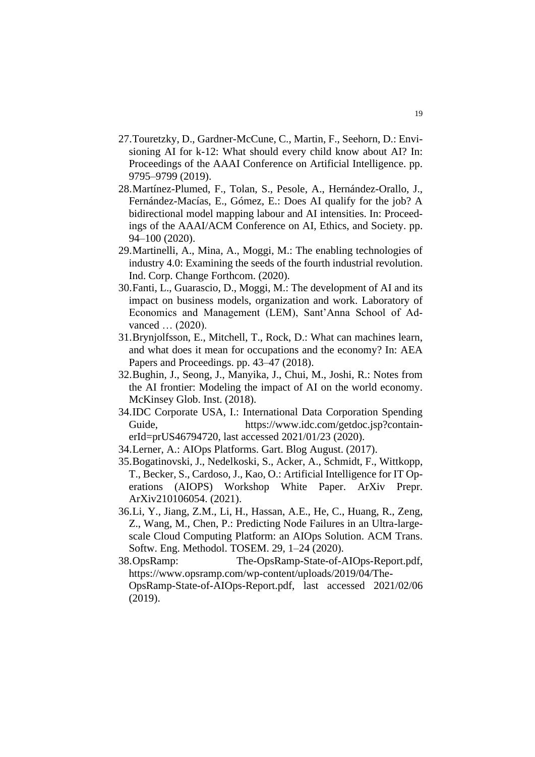27. Touretzky, D., Gardner-McCune, C., Martin, F., Seehorn, D.: Envisioning AI for k-12: What should every child know about AI? In: Proceedings of the AAAI Conference on Artificial Intelligence. pp. 9795–9799 (2019).
28. Martínez-Plumed, F., Tolan, S., Pesole, A., Hernández-Orallo, J., Fernández-Macías, E., Gómez, E.: Does AI qualify for the job? A bidirectional model mapping labour and AI intensities. In: Proceedings of the AAAI/ACM Conference on AI, Ethics, and Society. pp. 94–100 (2020).
29. Martinelli, A., Mina, A., Moggi, M.: The enabling technologies of industry 4.0: Examining the seeds of the fourth industrial revolution. Ind. Corp. Change Forthcom. (2020).
30. Fanti, L., Guarascio, D., Moggi, M.: The development of AI and its impact on business models, organization and work. Laboratory of Economics and Management (LEM), Sant'Anna School of Advanced … (2020).
31. Brynjolfsson, E., Mitchell, T., Rock, D.: What can machines learn, and what does it mean for occupations and the economy? In: AEA Papers and Proceedings. pp. 43–47 (2018).
32. Bughin, J., Seong, J., Manyika, J., Chui, M., Joshi, R.: Notes from the AI frontier: Modeling the impact of AI on the world economy. McKinsey Glob. Inst. (2018).

34.IDC Corporate USA, I.: International Data Corporation Spending Guide, https://www.idc.com/getdoc.jsp?containerId=prUS46794720, last accessed 2021/01/23 (2020).

34.Lerner, A.: AIOps Platforms. Gart. Blog August. (2017).

35.Bogatinovski, J., Nedelkoski, S., Acker, A., Schmidt, F., Wittkopp, T., Becker, S., Cardoso, J., Kao, O.: Artificial Intelligence for IT Operations (AIOPS) Workshop White Paper. ArXiv Prepr. ArXiv210106054. (2021).

36.Li, Y., Jiang, Z.M., Li, H., Hassan, A.E., He, C., Huang, R., Zeng, Z., Wang, M., Chen, P.: Predicting Node Failures in an Ultra-large-scale Cloud Computing Platform: an AIOps Solution. ACM Trans. Softw. Eng. Methodol. TOSEM. 29, 1–24 (2020).

38.OpsRamp: The-OpsRamp-State-of-AIOps-Report.pdf, https://www.opsramp.com/wp-content/uploads/2019/04/The-OpsRamp-State-of-AIOps-Report.pdf, last accessed 2021/02/06 (2019).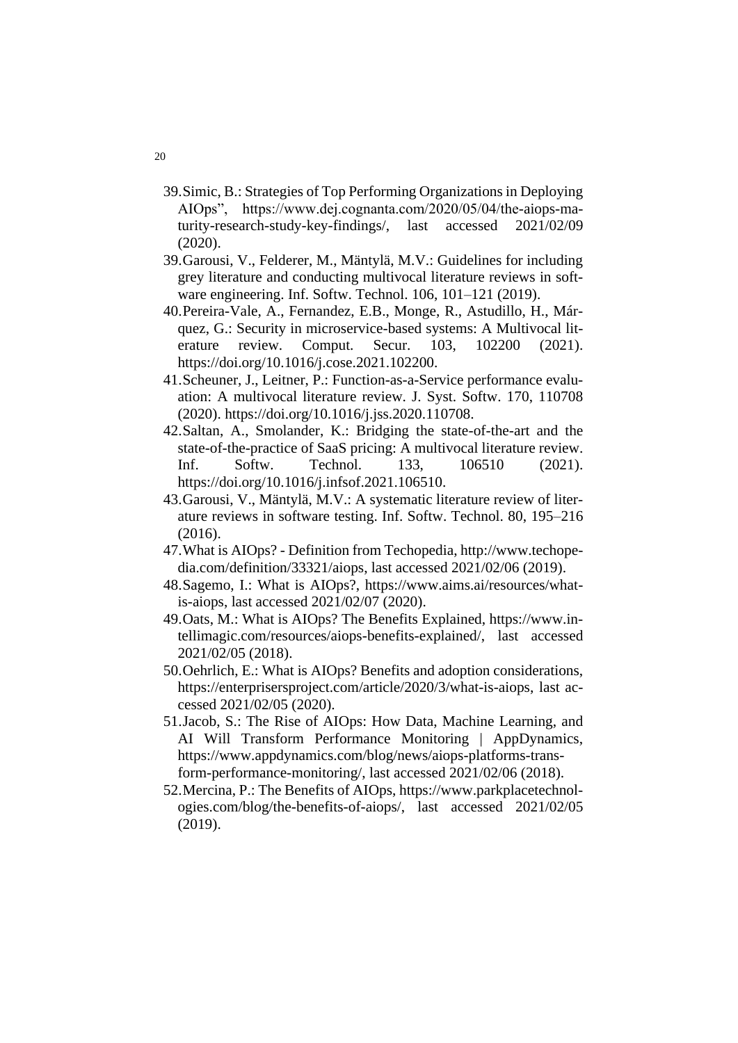39. Simic, B.: Strategies of Top Performing Organizations in Deploying AIOps", https://www.dej.cognanta.com/2020/05/04/the-aiops-maturity-research-study-key-findings/, last accessed 2021/02/09 (2020).
39. Garousi, V., Felderer, M., Mäntylä, M.V.: Guidelines for including grey literature and conducting multivocal literature reviews in software engineering. Inf. Softw. Technol. 106, 101–121 (2019).
40. Pereira-Vale, A., Fernandez, E.B., Monge, R., Astudillo, H., Márquez, G.: Security in microservice-based systems: A Multivocal literature review. Comput. Secur. 103, 102200 (2021). https://doi.org/10.1016/j.cose.2021.102200.
41. Scheuner, J., Leitner, P.: Function-as-a-Service performance evaluation: A multivocal literature review. J. Syst. Softw. 170, 110708 (2020). https://doi.org/10.1016/j.jss.2020.110708.
42. Saltan, A., Smolander, K.: Bridging the state-of-the-art and the state-of-the-practice of SaaS pricing: A multivocal literature review. Inf. Softw. Technol. 133, 106510 (2021). https://doi.org/10.1016/j.infsof.2021.106510.
43. Garousi, V., Mäntylä, M.V.: A systematic literature review of literature reviews in software testing. Inf. Softw. Technol. 80, 195–216 (2016).
47. What is AIOps? - Definition from Techopedia, http://www.techopedia.com/definition/33321/aiops, last accessed 2021/02/06 (2019).
48. Sagemo, I.: What is AIOps?, https://www.aims.ai/resources/what-is-aiops, last accessed 2021/02/07 (2020).
49. Oats, M.: What is AIOps? The Benefits Explained, https://www.intellimagic.com/resources/aiops-benefits-explained/, last accessed 2021/02/05 (2018).
50. Oehrlich, E.: What is AIOps? Benefits and adoption considerations, https://enterprisersproject.com/article/2020/3/what-is-aiops, last accessed 2021/02/05 (2020).
51. Jacob, S.: The Rise of AIOps: How Data, Machine Learning, and AI Will Transform Performance Monitoring | AppDynamics, https://www.appdynamics.com/blog/news/aiops-platforms-transform-performance-monitoring/, last accessed 2021/02/06 (2018).
52. Mercina, P.: The Benefits of AIOps, https://www.parkplacetechnologies.com/blog/the-benefits-of-aiops/, last accessed 2021/02/05 (2019).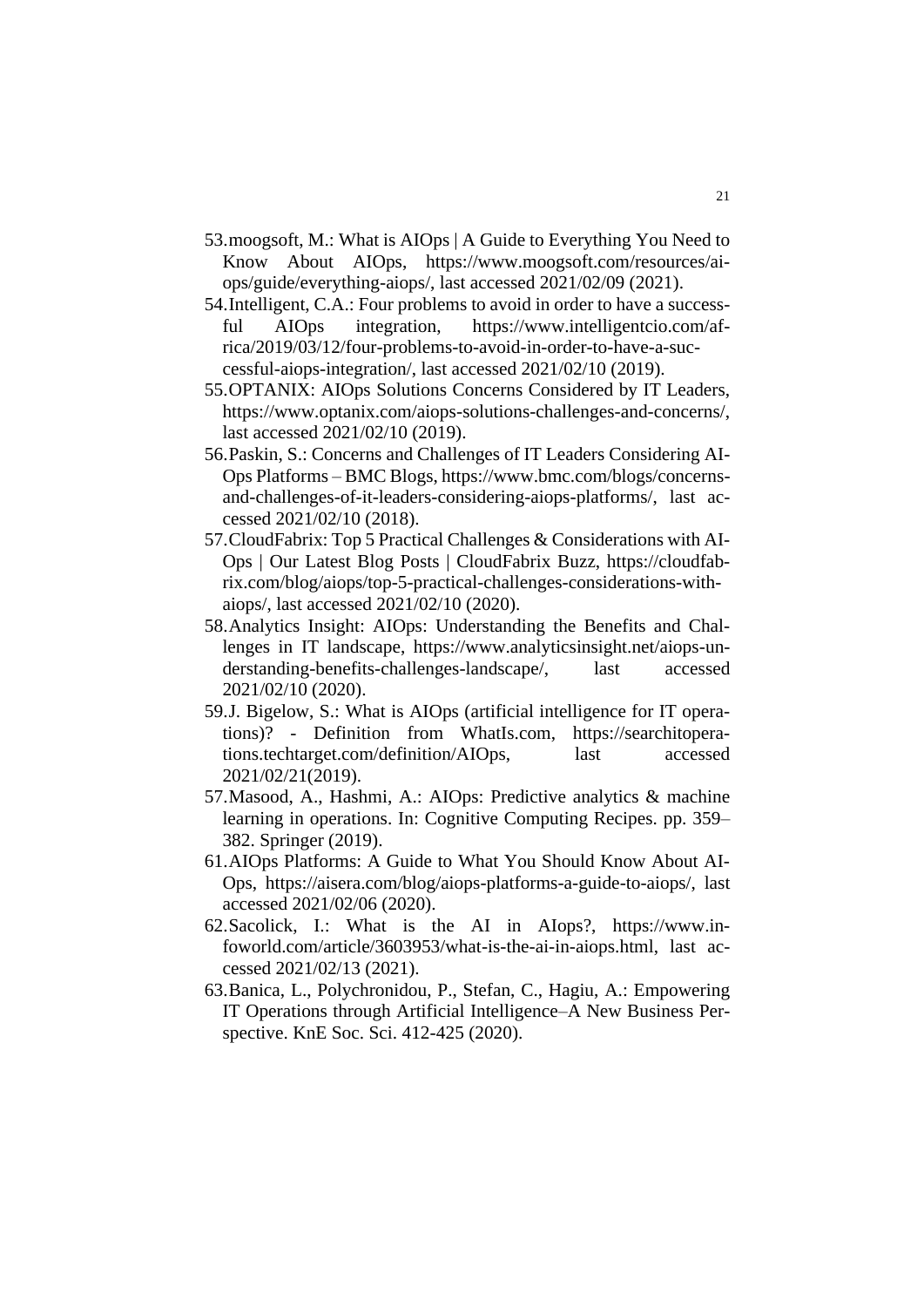53. moogsoft, M.: What is AIOps | A Guide to Everything You Need to Know About AIOps, https://www.moogsoft.com/resources/aiops/guide/everything-aiops/, last accessed 2021/02/09 (2021).
54. Intelligent, C.A.: Four problems to avoid in order to have a successful AIOps integration, https://www.intelligentcio.com/africa/2019/03/12/four-problems-to-avoid-in-order-to-have-a-successful-aiops-integration/, last accessed 2021/02/10 (2019).
55. OPTANIX: AIOps Solutions Concerns Considered by IT Leaders, https://www.optanix.com/aiops-solutions-challenges-and-concerns/, last accessed 2021/02/10 (2019).
56. Paskin, S.: Concerns and Challenges of IT Leaders Considering AIOps Platforms – BMC Blogs, https://www.bmc.com/blogs/concerns-and-challenges-of-it-leaders-considering-aiops-platforms/, last accessed 2021/02/10 (2018).
57. CloudFabrix: Top 5 Practical Challenges & Considerations with AIOps | Our Latest Blog Posts | CloudFabrix Buzz, https://cloudfabrix.com/blog/aiops/top-5-practical-challenges-considerations-with-aiops/, last accessed 2021/02/10 (2020).
58. Analytics Insight: AIOps: Understanding the Benefits and Challenges in IT landscape, https://www.analyticsinsight.net/aiops-understanding-benefits-challenges-landscape/, last accessed 2021/02/10 (2020).
59. J. Bigelow, S.: What is AIOps (artificial intelligence for IT operations)? - Definition from WhatIs.com, https://searchitoperations.techtarget.com/definition/AIOps, last accessed 2021/02/21(2019).
57. Masood, A., Hashmi, A.: AIOps: Predictive analytics & machine learning in operations. In: Cognitive Computing Recipes. pp. 359–382. Springer (2019).
61. AIOps Platforms: A Guide to What You Should Know About AIOps, https://aisera.com/blog/aiops-platforms-a-guide-to-aiops/, last accessed 2021/02/06 (2020).
62. Sacolick, I.: What is the AI in AIops?, https://www.infoworld.com/article/3603953/what-is-the-ai-in-aiops.html, last accessed 2021/02/13 (2021).
63. Banica, L., Polychronidou, P., Stefan, C., Hagiu, A.: Empowering IT Operations through Artificial Intelligence–A New Business Perspective. KnE Soc. Sci. 412-425 (2020).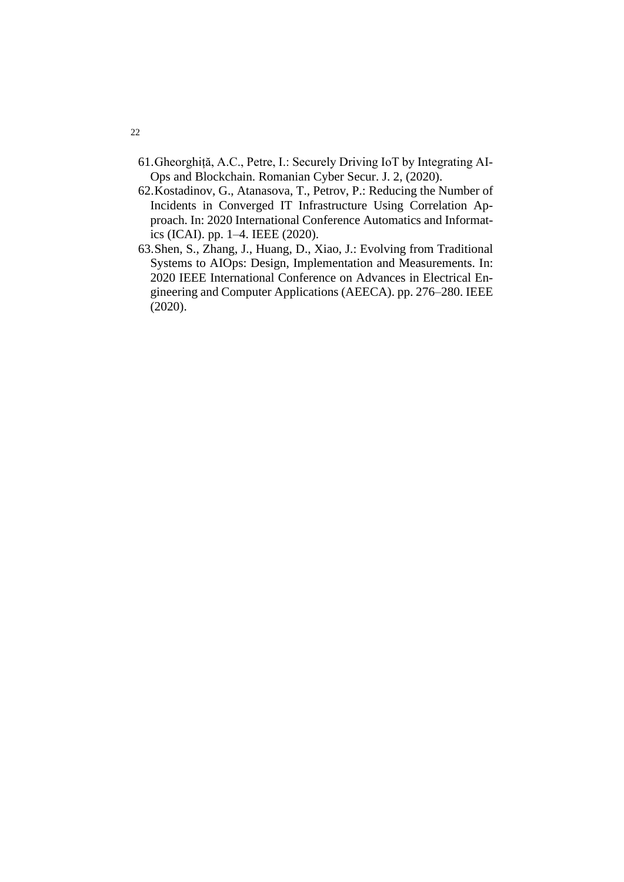61. Gheorghiță, A.C., Petre, I.: Securely Driving IoT by Integrating AIOps and Blockchain. Romanian Cyber Secur. J. 2, (2020).
62. Kostadinov, G., Atanasova, T., Petrov, P.: Reducing the Number of Incidents in Converged IT Infrastructure Using Correlation Approach. In: 2020 International Conference Automatics and Informatics (ICAI). pp. 1–4. IEEE (2020).
63. Shen, S., Zhang, J., Huang, D., Xiao, J.: Evolving from Traditional Systems to AIOps: Design, Implementation and Measurements. In: 2020 IEEE International Conference on Advances in Electrical Engineering and Computer Applications (AEECA). pp. 276–280. IEEE (2020).